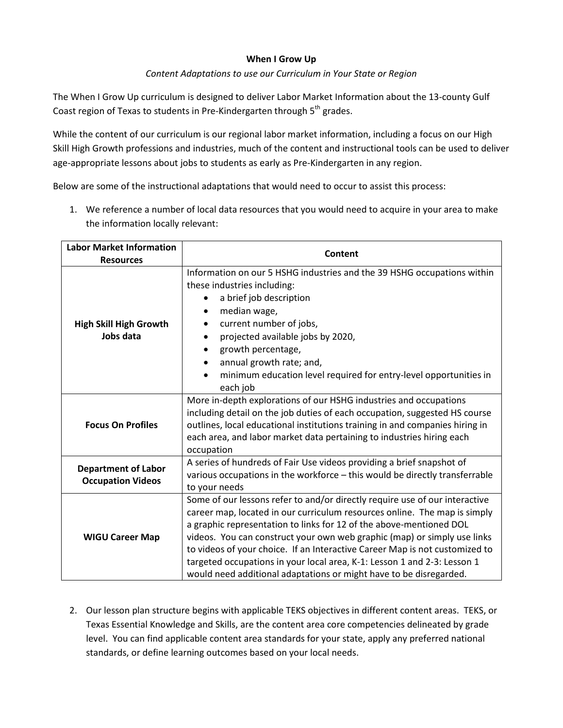# When I Grow Up

*Content Adaptations to use our Curriculum in Your State or Region*

The When I Grow Up curriculum is designed to deliver Labor Market Information about the 13-county Gulf Coast region of Texas to students in Pre-Kindergarten through 5th grades.

While the content of our curriculum is our regional labor market information, including a focus on our High Skill High Growth professions and industries, much of the content and instructional tools can be used to deliver age-appropriate lessons about jobs to students as early as Pre-Kindergarten in any region.

Below are some of the instructional adaptations that would need to occur to assist this process:

1. We reference a number of local data resources that you would need to acquire in your area to make the information locally relevant:

| Labor Market Information Resources | Content |
|---|---|
| **High Skill High Growth Jobs data** | Information on our 5 HSHG industries and the 39 HSHG occupations within these industries including: <br>• a brief job description<br>• median wage,<br>• current number of jobs,<br>• projected available jobs by 2020,<br>• growth percentage,<br>• annual growth rate; and,<br>• minimum education level required for entry-level opportunities in each job |
| **Focus On Profiles** | More in-depth explorations of our HSHG industries and occupations including detail on the job duties of each occupation, suggested HS course outlines, local educational institutions training in and companies hiring in each area, and labor market data pertaining to industries hiring each occupation |
| **Department of Labor Occupation Videos** | A series of hundreds of Fair Use videos providing a brief snapshot of various occupations in the workforce – this would be directly transferrable to your needs |
| **WIGU Career Map** | Some of our lessons refer to and/or directly require use of our interactive career map, located in our curriculum resources online. The map is simply a graphic representation to links for 12 of the above-mentioned DOL videos. You can construct your own web graphic (map) or simply use links to videos of your choice. If an Interactive Career Map is not customized to targeted occupations in your local area, K-1: Lesson 1 and 2-3: Lesson 1 would need additional adaptations or might have to be disregarded. |

2. Our lesson plan structure begins with applicable TEKS objectives in different content areas. TEKS, or Texas Essential Knowledge and Skills, are the content area core competencies delineated by grade level. You can find applicable content area standards for your state, apply any preferred national standards, or define learning outcomes based on your local needs.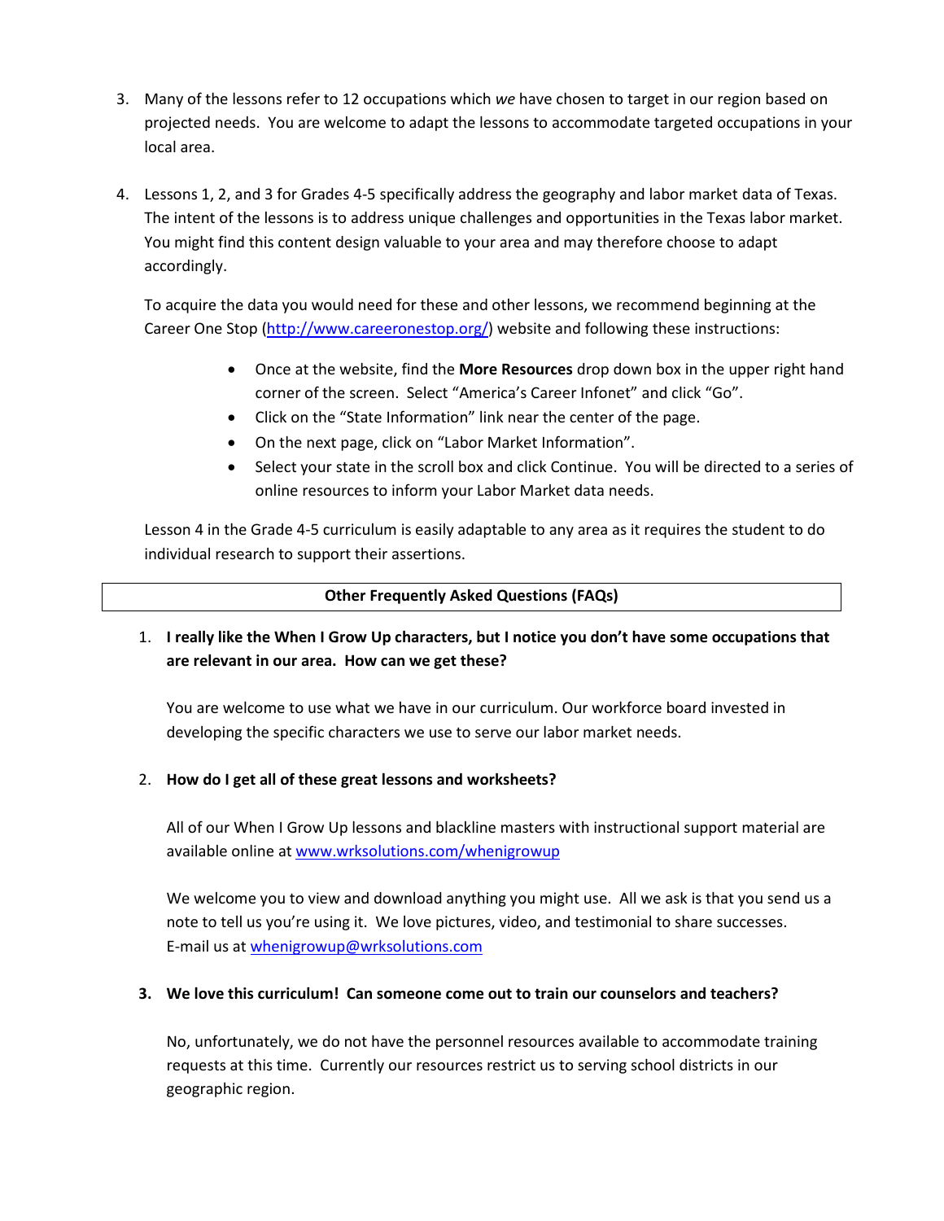3. Many of the lessons refer to 12 occupations which *we* have chosen to target in our region based on projected needs. You are welcome to adapt the lessons to accommodate targeted occupations in your local area.

4. Lessons 1, 2, and 3 for Grades 4-5 specifically address the geography and labor market data of Texas. The intent of the lessons is to address unique challenges and opportunities in the Texas labor market. You might find this content design valuable to your area and may therefore choose to adapt accordingly.

   To acquire the data you would need for these and other lessons, we recommend beginning at the Career One Stop ([http://www.careeronestop.org/](http://www.careeronestop.org/)) website and following these instructions:

   - Once at the website, find the **More Resources** drop down box in the upper right hand corner of the screen. Select "America's Career Infonet" and click "Go".
   - Click on the "State Information" link near the center of the page.
   - On the next page, click on "Labor Market Information".
   - Select your state in the scroll box and click Continue. You will be directed to a series of online resources to inform your Labor Market data needs.

   Lesson 4 in the Grade 4-5 curriculum is easily adaptable to any area as it requires the student to do individual research to support their assertions.

## Other Frequently Asked Questions (FAQs)

1. **I really like the When I Grow Up characters, but I notice you don't have some occupations that are relevant in our area. How can we get these?**

   You are welcome to use what we have in our curriculum. Our workforce board invested in developing the specific characters we use to serve our labor market needs.

2. **How do I get all of these great lessons and worksheets?**

   All of our When I Grow Up lessons and blackline masters with instructional support material are available online at [www.wrksolutions.com/whenigrowup](www.wrksolutions.com/whenigrowup)

   We welcome you to view and download anything you might use. All we ask is that you send us a note to tell us you're using it. We love pictures, video, and testimonial to share successes. E-mail us at [whenigrowup@wrksolutions.com](mailto:whenigrowup@wrksolutions.com)

3. **We love this curriculum! Can someone come out to train our counselors and teachers?**

   No, unfortunately, we do not have the personnel resources available to accommodate training requests at this time. Currently our resources restrict us to serving school districts in our geographic region.